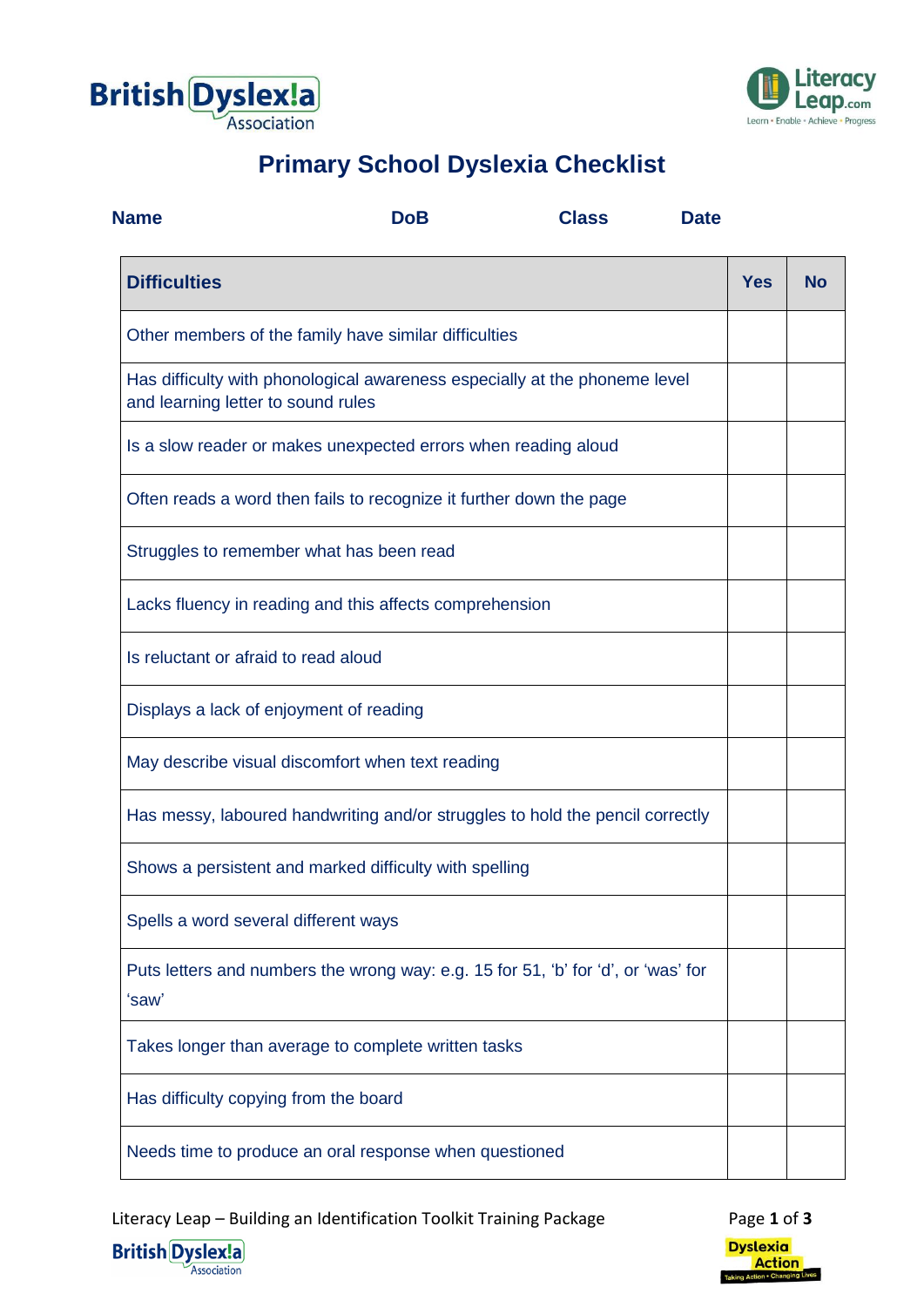# Primary School Dyslexia Checklist

**Name** **DoB** **Class** **Date**

| **Difficulties** | **Yes** | **No** |
|---|---|---|
| Other members of the family have similar difficulties | | |
| Has difficulty with phonological awareness especially at the phoneme level and learning letter to sound rules | | |
| Is a slow reader or makes unexpected errors when reading aloud | | |
| Often reads a word then fails to recognize it further down the page | | |
| Struggles to remember what has been read | | |
| Lacks fluency in reading and this affects comprehension | | |
| Is reluctant or afraid to read aloud | | |
| Displays a lack of enjoyment of reading | | |
| May describe visual discomfort when text reading | | |
| Has messy, laboured handwriting and/or struggles to hold the pencil correctly | | |
| Shows a persistent and marked difficulty with spelling | | |
| Spells a word several different ways | | |
| Puts letters and numbers the wrong way: e.g. 15 for 51, 'b' for 'd', or 'was' for 'saw' | | |
| Takes longer than average to complete written tasks | | |
| Has difficulty copying from the board | | |
| Needs time to produce an oral response when questioned | | |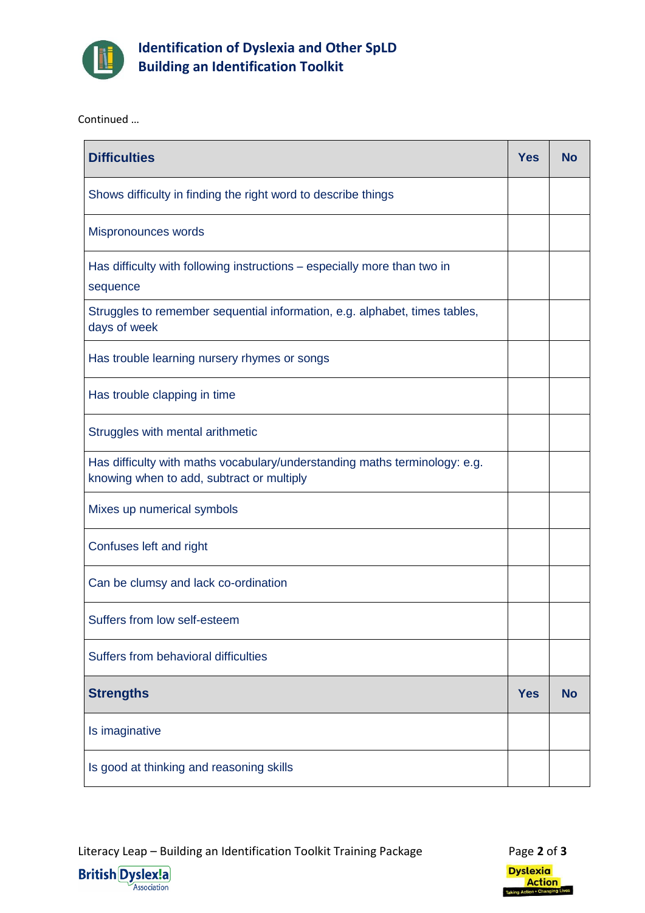Continued …

| Difficulties | Yes | No |
|---|---|---|
| Shows difficulty in finding the right word to describe things | | |
| Mispronounces words | | |
| Has difficulty with following instructions – especially more than two in sequence | | |
| Struggles to remember sequential information, e.g. alphabet, times tables, days of week | | |
| Has trouble learning nursery rhymes or songs | | |
| Has trouble clapping in time | | |
| Struggles with mental arithmetic | | |
| Has difficulty with maths vocabulary/understanding maths terminology: e.g. knowing when to add, subtract or multiply | | |
| Mixes up numerical symbols | | |
| Confuses left and right | | |
| Can be clumsy and lack co-ordination | | |
| Suffers from low self-esteem | | |
| Suffers from behavioral difficulties | | |
| **Strengths** | **Yes** | **No** |
| Is imaginative | | |
| Is good at thinking and reasoning skills | | |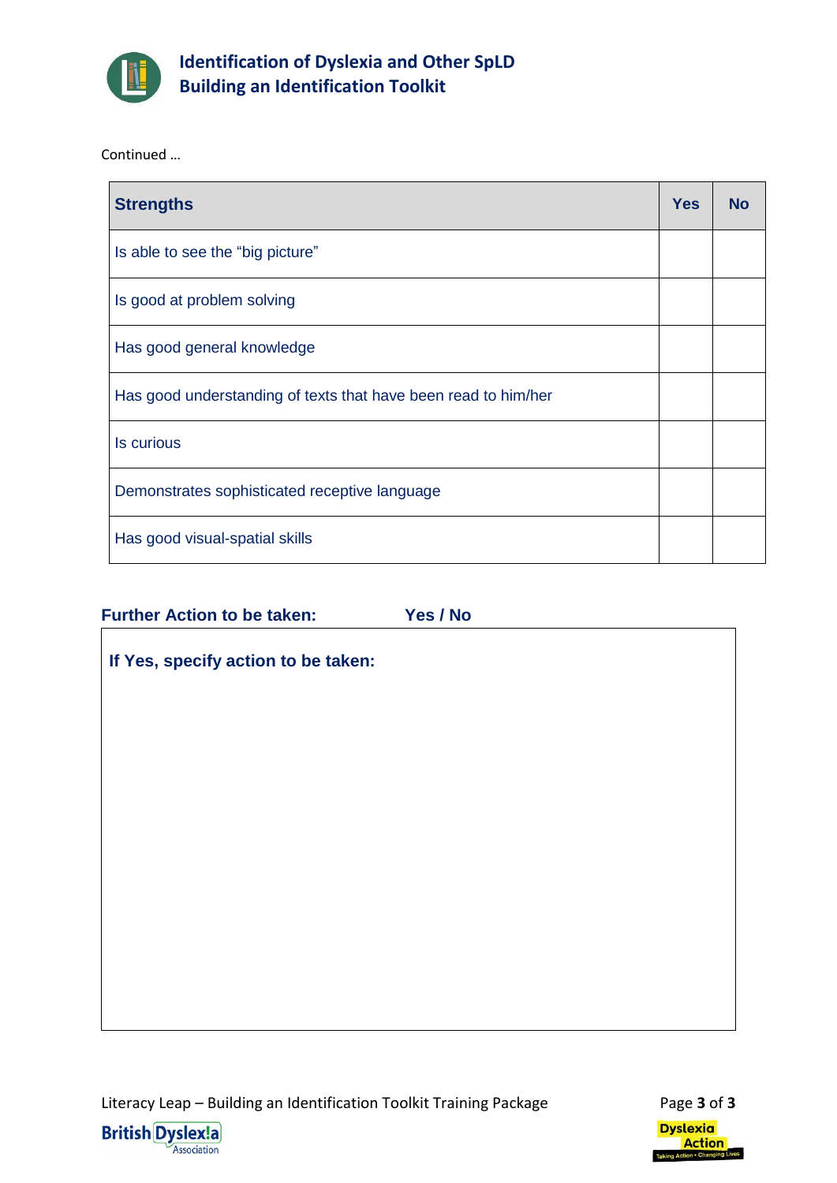Continued …

| Strengths | Yes | No |
| --- | --- | --- |
| Is able to see the “big picture” | | |
| Is good at problem solving | | |
| Has good general knowledge | | |
| Has good understanding of texts that have been read to him/her | | |
| Is curious | | |
| Demonstrates sophisticated receptive language | | |
| Has good visual-spatial skills | | |

**Further Action to be taken:** **Yes / No**

**If Yes, specify action to be taken:**